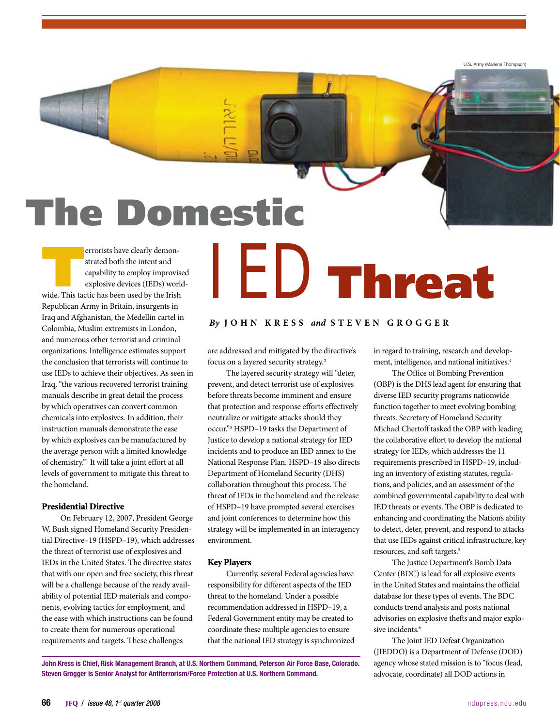# The Domestic IED Threat

**By JOHN KRESS and STEVEN GROGGER**

Terrorists have clearly demonstrated both the intent and capability to employ improvised explosive devices (IEDs) worldwide. This tactic has been used by the Irish Republican Army in Britain, insurgents in Iraq and Afghanistan, the Medellin cartel in Colombia, Muslim extremists in London, and numerous other terrorist and criminal organizations. Intelligence estimates support the conclusion that terrorists will continue to use IEDs to achieve their objectives. As seen in Iraq, "the various recovered terrorist training manuals describe in great detail the process by which operatives can convert common chemicals into explosives. In addition, their instruction manuals demonstrate the ease by which explosives can be manufactured by the average person with a limited knowledge of chemistry."[1] It will take a joint effort at all levels of government to mitigate this threat to the homeland.

### Presidential Directive

On February 12, 2007, President George W. Bush signed Homeland Security Presidential Directive–19 (HSPD–19), which addresses the threat of terrorist use of explosives and IEDs in the United States. The directive states that with our open and free society, this threat will be a challenge because of the ready availability of potential IED materials and components, evolving tactics for employment, and the ease with which instructions can be found to create them for numerous operational requirements and targets. These challenges are addressed and mitigated by the directive's focus on a layered security strategy.[2]

The layered security strategy will "deter, prevent, and detect terrorist use of explosives before threats become imminent and ensure that protection and response efforts effectively neutralize or mitigate attacks should they occur."[3] HSPD–19 tasks the Department of Justice to develop a national strategy for IED incidents and to produce an IED annex to the National Response Plan. HSPD–19 also directs Department of Homeland Security (DHS) collaboration throughout this process. The threat of IEDs in the homeland and the release of HSPD–19 have prompted several exercises and joint conferences to determine how this strategy will be implemented in an interagency environment.

### Key Players

Currently, several Federal agencies have responsibility for different aspects of the IED threat to the homeland. Under a possible recommendation addressed in HSPD–19, a Federal Government entity may be created to coordinate these multiple agencies to ensure that the national IED strategy is synchronized in regard to training, research and development, intelligence, and national initiatives.[4]

The Office of Bombing Prevention (OBP) is the DHS lead agent for ensuring that diverse IED security programs nationwide function together to meet evolving bombing threats. Secretary of Homeland Security Michael Chertoff tasked the OBP with leading the collaborative effort to develop the national strategy for IEDs, which addresses the 11 requirements prescribed in HSPD–19, including an inventory of existing statutes, regulations, and policies, and an assessment of the combined governmental capability to deal with IED threats or events. The OBP is dedicated to enhancing and coordinating the Nation's ability to detect, deter, prevent, and respond to attacks that use IEDs against critical infrastructure, key resources, and soft targets.[5]

The Justice Department's Bomb Data Center (BDC) is lead for all explosive events in the United States and maintains the official database for these types of events. The BDC conducts trend analysis and posts national advisories on explosive thefts and major explosive incidents.[6]

The Joint IED Defeat Organization (JIEDDO) is a Department of Defense (DOD) agency whose stated mission is to "focus (lead, advocate, coordinate) all DOD actions in

**John Kress is Chief, Risk Management Branch, at U.S. Northern Command, Peterson Air Force Base, Colorado. Steven Grogger is Senior Analyst for Antiterrorism/Force Protection at U.S. Northern Command.**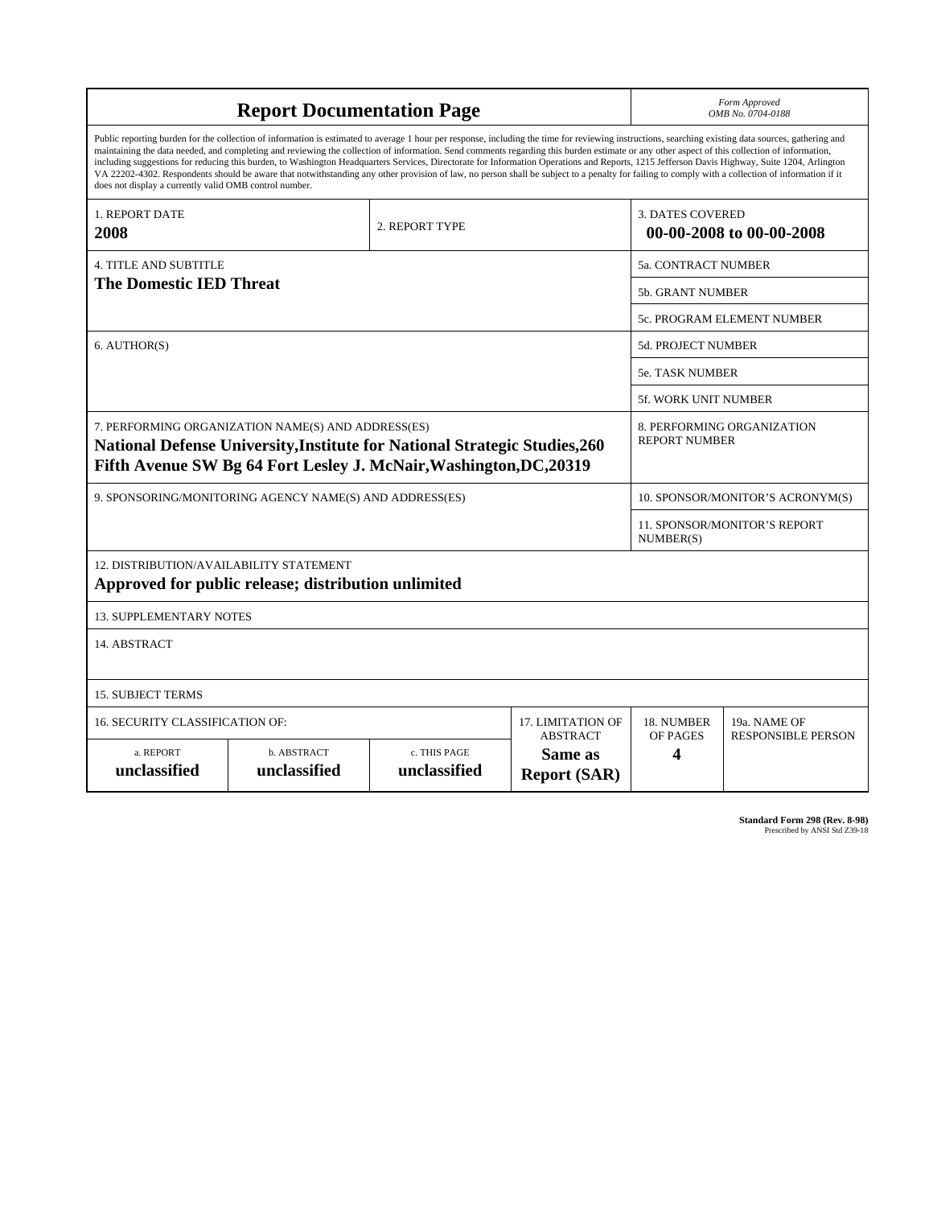# Report Documentation Page

*Form Approved*
*OMB No. 0704-0188*

Public reporting burden for the collection of information is estimated to average 1 hour per response, including the time for reviewing instructions, searching existing data sources, gathering and maintaining the data needed, and completing and reviewing the collection of information. Send comments regarding this burden estimate or any other aspect of this collection of information, including suggestions for reducing this burden, to Washington Headquarters Services, Directorate for Information Operations and Reports, 1215 Jefferson Davis Highway, Suite 1204, Arlington VA 22202-4302. Respondents should be aware that notwithstanding any other provision of law, no person shall be subject to a penalty for failing to comply with a collection of information if it does not display a currently valid OMB control number.

| | | |
|---|---|---|
| 1. REPORT DATE<br>**2008** | 2. REPORT TYPE | 3. DATES COVERED<br>**00-00-2008 to 00-00-2008** |
| 4. TITLE AND SUBTITLE<br>**The Domestic IED Threat** | | 5a. CONTRACT NUMBER |
| | | 5b. GRANT NUMBER |
| | | 5c. PROGRAM ELEMENT NUMBER |
| 6. AUTHOR(S) | | 5d. PROJECT NUMBER |
| | | 5e. TASK NUMBER |
| | | 5f. WORK UNIT NUMBER |
| 7. PERFORMING ORGANIZATION NAME(S) AND ADDRESS(ES)<br>**National Defense University,Institute for National Strategic Studies,260 Fifth Avenue SW Bg 64 Fort Lesley J. McNair,Washington,DC,20319** | | 8. PERFORMING ORGANIZATION REPORT NUMBER |
| 9. SPONSORING/MONITORING AGENCY NAME(S) AND ADDRESS(ES) | | 10. SPONSOR/MONITOR'S ACRONYM(S) |
| | | 11. SPONSOR/MONITOR'S REPORT NUMBER(S) |

12. DISTRIBUTION/AVAILABILITY STATEMENT
**Approved for public release; distribution unlimited**

13. SUPPLEMENTARY NOTES

14. ABSTRACT

15. SUBJECT TERMS

| 16. SECURITY CLASSIFICATION OF: | | | 17. LIMITATION OF ABSTRACT | 18. NUMBER OF PAGES | 19a. NAME OF RESPONSIBLE PERSON |
|---|---|---|---|---|---|
| a. REPORT | b. ABSTRACT | c. THIS PAGE | | | |
| **unclassified** | **unclassified** | **unclassified** | **Same as Report (SAR)** | **4** | |

**Standard Form 298 (Rev. 8-98)**
Prescribed by ANSI Std Z39-18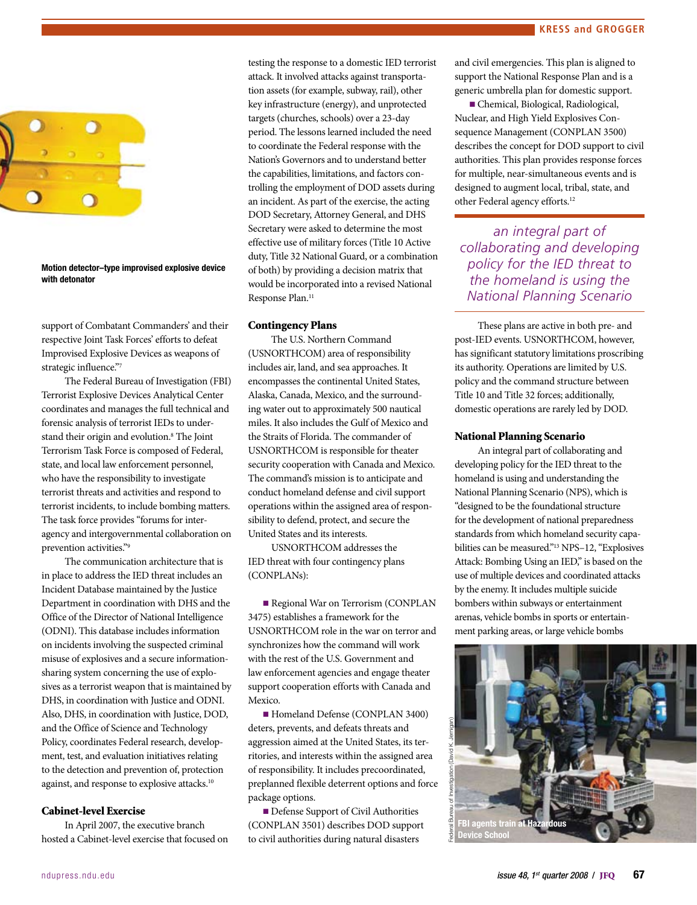Motion detector–type improvised explosive device with detonator

support of Combatant Commanders' and their respective Joint Task Forces' efforts to defeat Improvised Explosive Devices as weapons of strategic influence."[7]

The Federal Bureau of Investigation (FBI) Terrorist Explosive Devices Analytical Center coordinates and manages the full technical and forensic analysis of terrorist IEDs to understand their origin and evolution.[8] The Joint Terrorism Task Force is composed of Federal, state, and local law enforcement personnel, who have the responsibility to investigate terrorist threats and activities and respond to terrorist incidents, to include bombing matters. The task force provides "forums for interagency and intergovernmental collaboration on prevention activities."[9]

The communication architecture that is in place to address the IED threat includes an Incident Database maintained by the Justice Department in coordination with DHS and the Office of the Director of National Intelligence (ODNI). This database includes information on incidents involving the suspected criminal misuse of explosives and a secure information-sharing system concerning the use of explosives as a terrorist weapon that is maintained by DHS, in coordination with Justice and ODNI. Also, DHS, in coordination with Justice, DOD, and the Office of Science and Technology Policy, coordinates Federal research, development, test, and evaluation initiatives relating to the detection and prevention of, protection against, and response to explosive attacks.[10]

### Cabinet-level Exercise

In April 2007, the executive branch hosted a Cabinet-level exercise that focused on testing the response to a domestic IED terrorist attack. It involved attacks against transportation assets (for example, subway, rail), other key infrastructure (energy), and unprotected targets (churches, schools) over a 23-day period. The lessons learned included the need to coordinate the Federal response with the Nation's Governors and to understand better the capabilities, limitations, and factors controlling the employment of DOD assets during an incident. As part of the exercise, the acting DOD Secretary, Attorney General, and DHS Secretary were asked to determine the most effective use of military forces (Title 10 Active duty, Title 32 National Guard, or a combination of both) by providing a decision matrix that would be incorporated into a revised National Response Plan.[11]

### Contingency Plans

The U.S. Northern Command (USNORTHCOM) area of responsibility includes air, land, and sea approaches. It encompasses the continental United States, Alaska, Canada, Mexico, and the surrounding water out to approximately 500 nautical miles. It also includes the Gulf of Mexico and the Straits of Florida. The commander of USNORTHCOM is responsible for theater security cooperation with Canada and Mexico. The command's mission is to anticipate and conduct homeland defense and civil support operations within the assigned area of responsibility to defend, protect, and secure the United States and its interests.

USNORTHCOM addresses the IED threat with four contingency plans (CONPLANs):

- Regional War on Terrorism (CONPLAN 3475) establishes a framework for the USNORTHCOM role in the war on terror and synchronizes how the command will work with the rest of the U.S. Government and law enforcement agencies and engage theater support cooperation efforts with Canada and Mexico.
- Homeland Defense (CONPLAN 3400) deters, prevents, and defeats threats and aggression aimed at the United States, its territories, and interests within the assigned area of responsibility. It includes precoordinated, preplanned flexible deterrent options and force package options.
- Defense Support of Civil Authorities (CONPLAN 3501) describes DOD support to civil authorities during natural disasters and civil emergencies. This plan is aligned to support the National Response Plan and is a generic umbrella plan for domestic support.
- Chemical, Biological, Radiological, Nuclear, and High Yield Explosives Consequence Management (CONPLAN 3500) describes the concept for DOD support to civil authorities. This plan provides response forces for multiple, near-simultaneous events and is designed to augment local, tribal, state, and other Federal agency efforts.[12]

*an integral part of collaborating and developing policy for the IED threat to the homeland is using the National Planning Scenario*

These plans are active in both pre- and post-IED events. USNORTHCOM, however, has significant statutory limitations proscribing its authority. Operations are limited by U.S. policy and the command structure between Title 10 and Title 32 forces; additionally, domestic operations are rarely led by DOD.

### National Planning Scenario

An integral part of collaborating and developing policy for the IED threat to the homeland is using and understanding the National Planning Scenario (NPS), which is "designed to be the foundational structure for the development of national preparedness standards from which homeland security capabilities can be measured."[13] NPS–12, "Explosives Attack: Bombing Using an IED," is based on the use of multiple devices and coordinated attacks by the enemy. It includes multiple suicide bombers within subways or entertainment arenas, vehicle bombs in sports or entertainment parking areas, or large vehicle bombs

Federal Bureau of Investigation (David K. Jernigan)

FBI agents train at Hazardous Device School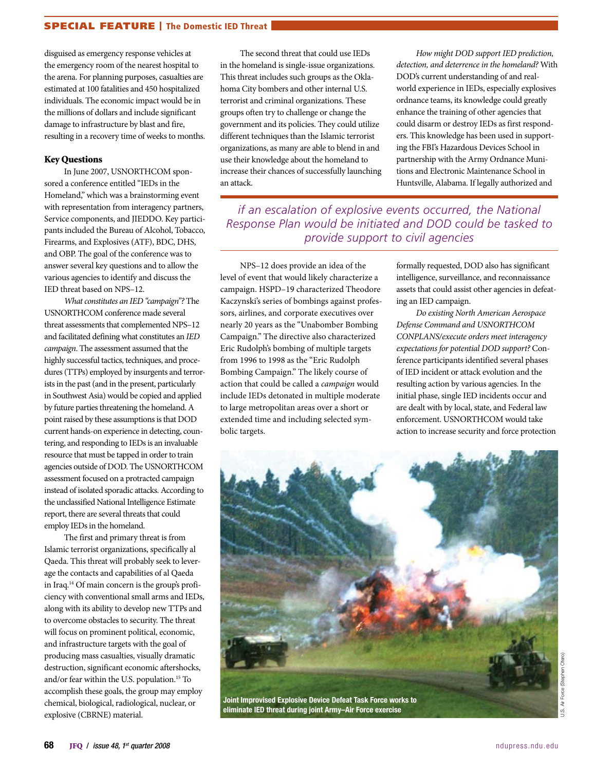disguised as emergency response vehicles at the emergency room of the nearest hospital to the arena. For planning purposes, casualties are estimated at 100 fatalities and 450 hospitalized individuals. The economic impact would be in the millions of dollars and include significant damage to infrastructure by blast and fire, resulting in a recovery time of weeks to months.

### Key Questions

In June 2007, USNORTHCOM sponsored a conference entitled "IEDs in the Homeland," which was a brainstorming event with representation from interagency partners, Service components, and JIEDDO. Key participants included the Bureau of Alcohol, Tobacco, Firearms, and Explosives (ATF), BDC, DHS, and OBP. The goal of the conference was to answer several key questions and to allow the various agencies to identify and discuss the IED threat based on NPS–12.

*What constitutes an IED "campaign"?* The USNORTHCOM conference made several threat assessments that complemented NPS–12 and facilitated defining what constitutes an *IED campaign*. The assessment assumed that the highly successful tactics, techniques, and procedures (TTPs) employed by insurgents and terrorists in the past (and in the present, particularly in Southwest Asia) would be copied and applied by future parties threatening the homeland. A point raised by these assumptions is that DOD current hands-on experience in detecting, countering, and responding to IEDs is an invaluable resource that must be tapped in order to train agencies outside of DOD. The USNORTHCOM assessment focused on a protracted campaign instead of isolated sporadic attacks. According to the unclassified National Intelligence Estimate report, there are several threats that could employ IEDs in the homeland.

The first and primary threat is from Islamic terrorist organizations, specifically al Qaeda. This threat will probably seek to leverage the contacts and capabilities of al Qaeda in Iraq.[14] Of main concern is the group's proficiency with conventional small arms and IEDs, along with its ability to develop new TTPs and to overcome obstacles to security. The threat will focus on prominent political, economic, and infrastructure targets with the goal of producing mass casualties, visually dramatic destruction, significant economic aftershocks, and/or fear within the U.S. population.[15] To accomplish these goals, the group may employ chemical, biological, radiological, nuclear, or explosive (CBRNE) material.

The second threat that could use IEDs in the homeland is single-issue organizations. This threat includes such groups as the Oklahoma City bombers and other internal U.S. terrorist and criminal organizations. These groups often try to challenge or change the government and its policies. They could utilize different techniques than the Islamic terrorist organizations, as many are able to blend in and use their knowledge about the homeland to increase their chances of successfully launching an attack.

*How might DOD support IED prediction, detection, and deterrence in the homeland?* With DOD's current understanding of and real-world experience in IEDs, especially explosives ordnance teams, its knowledge could greatly enhance the training of other agencies that could disarm or destroy IEDs as first responders. This knowledge has been used in supporting the FBI's Hazardous Devices School in partnership with the Army Ordnance Munitions and Electronic Maintenance School in Huntsville, Alabama. If legally authorized and formally requested, DOD also has significant intelligence, surveillance, and reconnaissance assets that could assist other agencies in defeating an IED campaign.

*if an escalation of explosive events occurred, the National Response Plan would be initiated and DOD could be tasked to provide support to civil agencies*

NPS–12 does provide an idea of the level of event that would likely characterize a campaign. HSPD–19 characterized Theodore Kaczynski's series of bombings against professors, airlines, and corporate executives over nearly 20 years as the "Unabomber Bombing Campaign." The directive also characterized Eric Rudolph's bombing of multiple targets from 1996 to 1998 as the "Eric Rudolph Bombing Campaign." The likely course of action that could be called a *campaign* would include IEDs detonated in multiple moderate to large metropolitan areas over a short or extended time and including selected symbolic targets.

*Do existing North American Aerospace Defense Command and USNORTHCOM CONPLANS/execute orders meet interagency expectations for potential DOD support?* Conference participants identified several phases of IED incident or attack evolution and the resulting action by various agencies. In the initial phase, single IED incidents occur and are dealt with by local, state, and Federal law enforcement. USNORTHCOM would take action to increase security and force protection

Joint Improvised Explosive Device Defeat Task Force works to eliminate IED threat during joint Army–Air Force exercise

U.S. Air Force (Stephen Otero)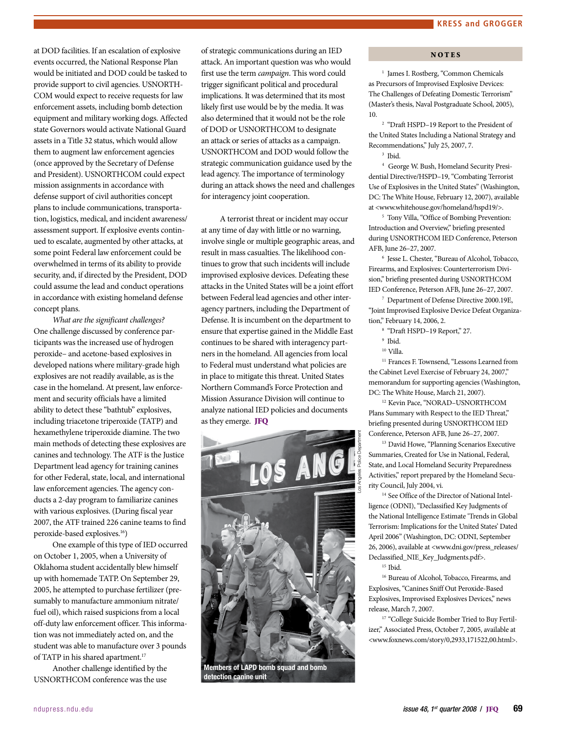at DOD facilities. If an escalation of explosive events occurred, the National Response Plan would be initiated and DOD could be tasked to provide support to civil agencies. USNORTHCOM would expect to receive requests for law enforcement assets, including bomb detection equipment and military working dogs. Affected state Governors would activate National Guard assets in a Title 32 status, which would allow them to augment law enforcement agencies (once approved by the Secretary of Defense and President). USNORTHCOM could expect mission assignments in accordance with defense support of civil authorities concept plans to include communications, transportation, logistics, medical, and incident awareness/assessment support. If explosive events continued to escalate, augmented by other attacks, at some point Federal law enforcement could be overwhelmed in terms of its ability to provide security, and, if directed by the President, DOD could assume the lead and conduct operations in accordance with existing homeland defense concept plans.

*What are the significant challenges?* One challenge discussed by conference participants was the increased use of hydrogen peroxide– and acetone-based explosives in developed nations where military-grade high explosives are not readily available, as is the case in the homeland. At present, law enforcement and security officials have a limited ability to detect these "bathtub" explosives, including triacetone triperoxide (TATP) and hexamethylene triperoxide diamine. The two main methods of detecting these explosives are canines and technology. The ATF is the Justice Department lead agency for training canines for other Federal, state, local, and international law enforcement agencies. The agency conducts a 2-day program to familiarize canines with various explosives. (During fiscal year 2007, the ATF trained 226 canine teams to find peroxide-based explosives.[16])

One example of this type of IED occurred on October 1, 2005, when a University of Oklahoma student accidentally blew himself up with homemade TATP. On September 29, 2005, he attempted to purchase fertilizer (presumably to manufacture ammonium nitrate/fuel oil), which raised suspicions from a local off-duty law enforcement officer. This information was not immediately acted on, and the student was able to manufacture over 3 pounds of TATP in his shared apartment.[17]

Another challenge identified by the USNORTHCOM conference was the use of strategic communications during an IED attack. An important question was who would first use the term *campaign*. This word could trigger significant political and procedural implications. It was determined that its most likely first use would be by the media. It was also determined that it would not be the role of DOD or USNORTHCOM to designate an attack or series of attacks as a campaign. USNORTHCOM and DOD would follow the strategic communication guidance used by the lead agency. The importance of terminology during an attack shows the need and challenges for interagency joint cooperation.

A terrorist threat or incident may occur at any time of day with little or no warning, involve single or multiple geographic areas, and result in mass casualties. The likelihood continues to grow that such incidents will include improvised explosive devices. Defeating these attacks in the United States will be a joint effort between Federal lead agencies and other interagency partners, including the Department of Defense. It is incumbent on the department to ensure that expertise gained in the Middle East continues to be shared with interagency partners in the homeland. All agencies from local to Federal must understand what policies are in place to mitigate this threat. United States Northern Command's Force Protection and Mission Assurance Division will continue to analyze national IED policies and documents as they emerge. **JFQ**

Los Angeles Police Department

Members of LAPD bomb squad and bomb detection canine unit

## NOTES

[1] James I. Rostberg, "Common Chemicals as Precursors of Improvised Explosive Devices: The Challenges of Defeating Domestic Terrorism" (Master's thesis, Naval Postgraduate School, 2005), 10.

[2] "Draft HSPD–19 Report to the President of the United States Including a National Strategy and Recommendations," July 25, 2007, 7.

[3] Ibid.

[4] George W. Bush, Homeland Security Presidential Directive/HSPD–19, "Combating Terrorist Use of Explosives in the United States" (Washington, DC: The White House, February 12, 2007), available at <www.whitehouse.gov/homeland/hspd19/>.

[5] Tony Villa, "Office of Bombing Prevention: Introduction and Overview," briefing presented during USNORTHCOM IED Conference, Peterson AFB, June 26–27, 2007.

[6] Jesse L. Chester, "Bureau of Alcohol, Tobacco, Firearms, and Explosives: Counterterrorism Division," briefing presented during USNORTHCOM IED Conference, Peterson AFB, June 26–27, 2007.

[7] Department of Defense Directive 2000.19E, "Joint Improvised Explosive Device Defeat Organization," February 14, 2006, 2.

[8] "Draft HSPD–19 Report," 27.

[9] Ibid.

[10] Villa.

[11] Frances F. Townsend, "Lessons Learned from the Cabinet Level Exercise of February 24, 2007," memorandum for supporting agencies (Washington, DC: The White House, March 21, 2007).

[12] Kevin Pace, "NORAD–USNORTHCOM Plans Summary with Respect to the IED Threat," briefing presented during USNORTHCOM IED Conference, Peterson AFB, June 26–27, 2007.

[13] David Howe, "Planning Scenarios Executive Summaries, Created for Use in National, Federal, State, and Local Homeland Security Preparedness Activities," report prepared by the Homeland Security Council, July 2004, vi.

[14] See Office of the Director of National Intelligence (ODNI), "Declassified Key Judgments of the National Intelligence Estimate 'Trends in Global Terrorism: Implications for the United States' Dated April 2006" (Washington, DC: ODNI, September 26, 2006), available at <www.dni.gov/press_releases/Declassified_NIE_Key_Judgments.pdf>.

[15] Ibid.

[16] Bureau of Alcohol, Tobacco, Firearms, and Explosives, "Canines Sniff Out Peroxide-Based Explosives, Improvised Explosives Devices," news release, March 7, 2007.

[17] "College Suicide Bomber Tried to Buy Fertilizer," Associated Press, October 7, 2005, available at <www.foxnews.com/story/0,2933,171522,00.html>.